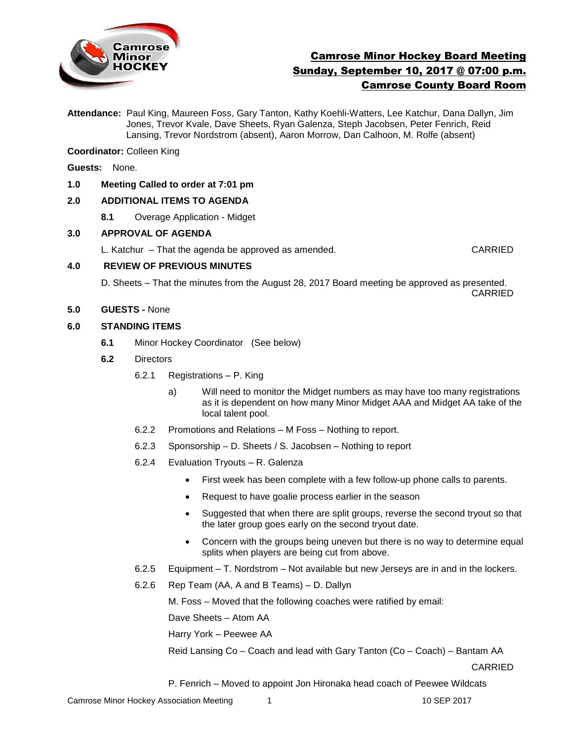# Camrose Minor Hockey Board Meeting
## Sunday, September 10, 2017 @ 07:00 p.m.
## Camrose County Board Room

**Attendance:** Paul King, Maureen Foss, Gary Tanton, Kathy Koehli-Watters, Lee Katchur, Dana Dallyn, Jim Jones, Trevor Kvale, Dave Sheets, Ryan Galenza, Steph Jacobsen, Peter Fenrich, Reid Lansing, Trevor Nordstrom (absent), Aaron Morrow, Dan Calhoon, M. Rolfe (absent)

**Coordinator:** Colleen King

**Guests:** None.

**1.0 Meeting Called to order at 7:01 pm**

**2.0 ADDITIONAL ITEMS TO AGENDA**

**8.1** Overage Application - Midget

**3.0 APPROVAL OF AGENDA**

L. Katchur – That the agenda be approved as amended. CARRIED

**4.0 REVIEW OF PREVIOUS MINUTES**

D. Sheets – That the minutes from the August 28, 2017 Board meeting be approved as presented. CARRIED

**5.0 GUESTS -** None

**6.0 STANDING ITEMS**

**6.1** Minor Hockey Coordinator (See below)

**6.2** Directors

6.2.1 Registrations – P. King

a) Will need to monitor the Midget numbers as may have too many registrations as it is dependent on how many Minor Midget AAA and Midget AA take of the local talent pool.

6.2.2 Promotions and Relations – M Foss – Nothing to report.

6.2.3 Sponsorship – D. Sheets / S. Jacobsen – Nothing to report

6.2.4 Evaluation Tryouts – R. Galenza

- First week has been complete with a few follow-up phone calls to parents.
- Request to have goalie process earlier in the season
- Suggested that when there are split groups, reverse the second tryout so that the later group goes early on the second tryout date.
- Concern with the groups being uneven but there is no way to determine equal splits when players are being cut from above.

6.2.5 Equipment – T. Nordstrom – Not available but new Jerseys are in and in the lockers.

6.2.6 Rep Team (AA, A and B Teams) – D. Dallyn

M. Foss – Moved that the following coaches were ratified by email:

Dave Sheets – Atom AA

Harry York – Peewee AA

Reid Lansing Co – Coach and lead with Gary Tanton (Co – Coach) – Bantam AA

CARRIED

P. Fenrich – Moved to appoint Jon Hironaka head coach of Peewee Wildcats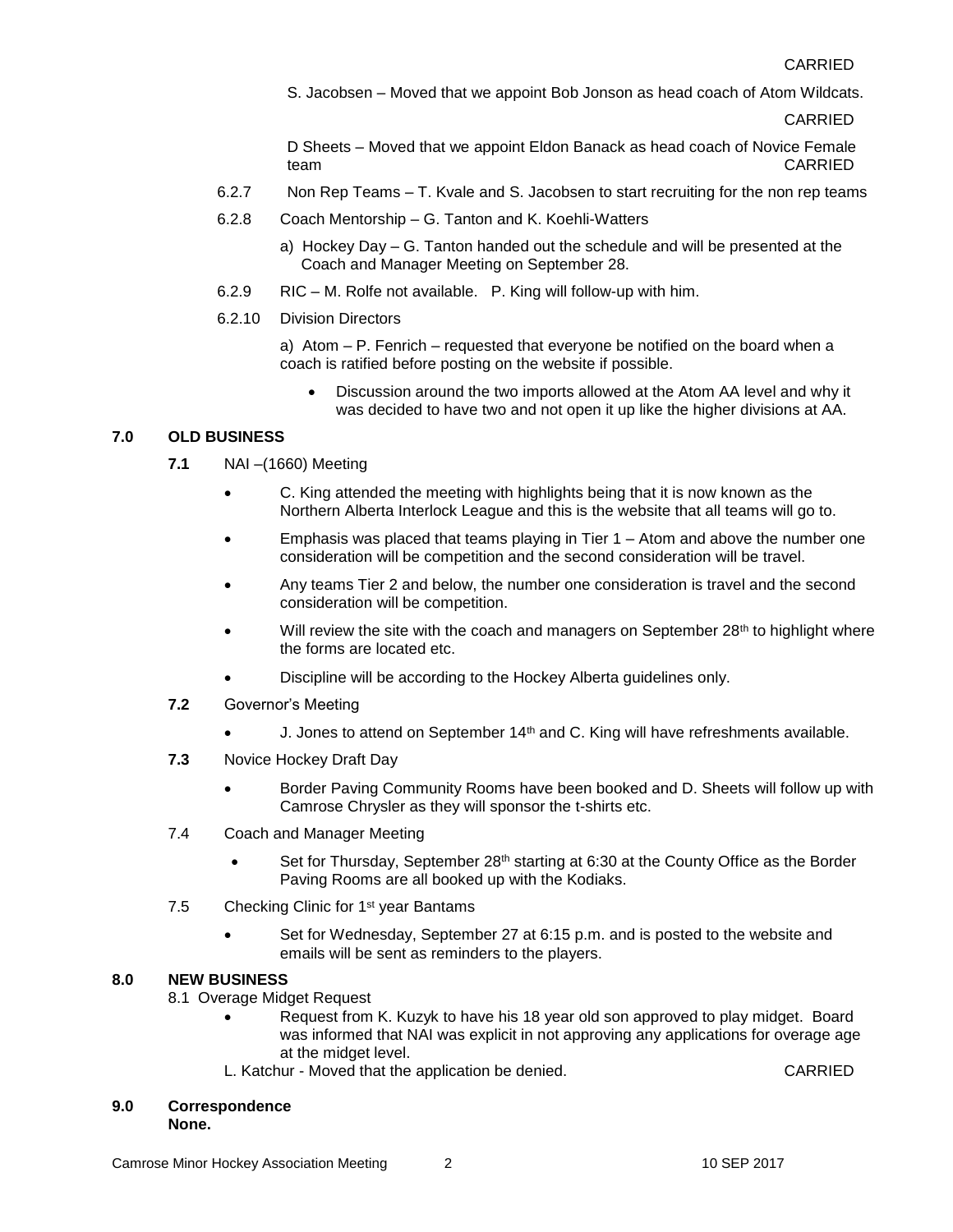CARRIED

S. Jacobsen – Moved that we appoint Bob Jonson as head coach of Atom Wildcats.

CARRIED

D Sheets – Moved that we appoint Eldon Banack as head coach of Novice Female team CARRIED

6.2.7 Non Rep Teams – T. Kvale and S. Jacobsen to start recruiting for the non rep teams

6.2.8 Coach Mentorship – G. Tanton and K. Koehli-Watters

a) Hockey Day – G. Tanton handed out the schedule and will be presented at the Coach and Manager Meeting on September 28.

6.2.9 RIC – M. Rolfe not available. P. King will follow-up with him.

6.2.10 Division Directors

a) Atom – P. Fenrich – requested that everyone be notified on the board when a coach is ratified before posting on the website if possible.

- Discussion around the two imports allowed at the Atom AA level and why it was decided to have two and not open it up like the higher divisions at AA.

## 7.0 OLD BUSINESS

**7.1** NAI –(1660) Meeting

- C. King attended the meeting with highlights being that it is now known as the Northern Alberta Interlock League and this is the website that all teams will go to.
- Emphasis was placed that teams playing in Tier 1 – Atom and above the number one consideration will be competition and the second consideration will be travel.
- Any teams Tier 2 and below, the number one consideration is travel and the second consideration will be competition.
- Will review the site with the coach and managers on September 28th to highlight where the forms are located etc.
- Discipline will be according to the Hockey Alberta guidelines only.

**7.2** Governor's Meeting

- J. Jones to attend on September 14th and C. King will have refreshments available.

**7.3** Novice Hockey Draft Day

- Border Paving Community Rooms have been booked and D. Sheets will follow up with Camrose Chrysler as they will sponsor the t-shirts etc.

7.4 Coach and Manager Meeting

- Set for Thursday, September 28th starting at 6:30 at the County Office as the Border Paving Rooms are all booked up with the Kodiaks.

7.5 Checking Clinic for 1st year Bantams

- Set for Wednesday, September 27 at 6:15 p.m. and is posted to the website and emails will be sent as reminders to the players.

## 8.0 NEW BUSINESS

8.1 Overage Midget Request

- Request from K. Kuzyk to have his 18 year old son approved to play midget. Board was informed that NAI was explicit in not approving any applications for overage age at the midget level.

L. Katchur - Moved that the application be denied. CARRIED

## 9.0 Correspondence

**None.**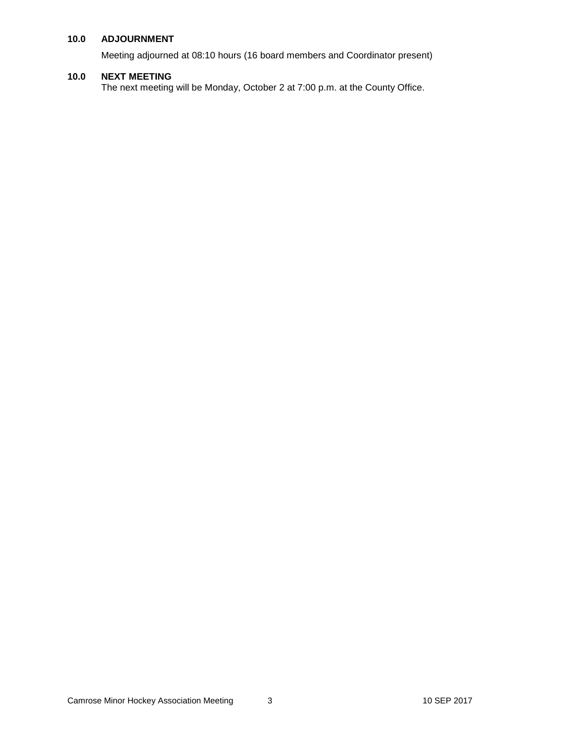**10.0 ADJOURNMENT**

Meeting adjourned at 08:10 hours (16 board members and Coordinator present)

**10.0 NEXT MEETING**

The next meeting will be Monday, October 2 at 7:00 p.m. at the County Office.